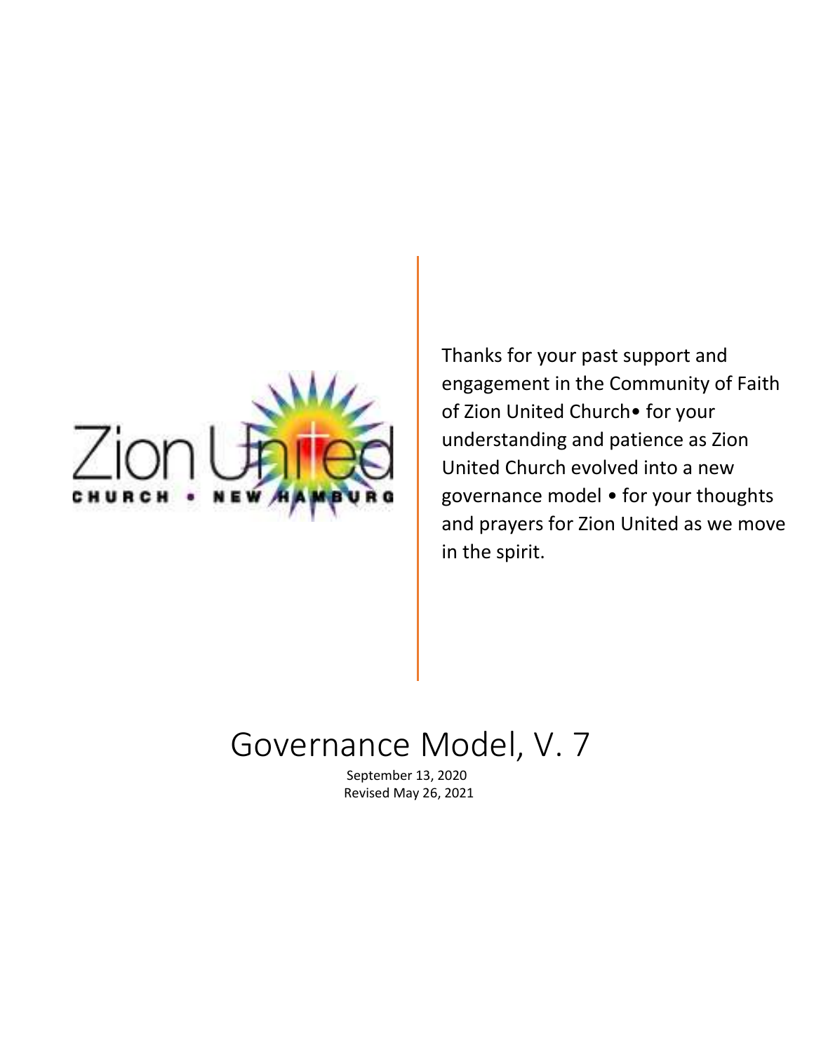Zion United

CHURCH • NEW HAMBURG

Thanks for your past support and engagement in the Community of Faith of Zion United Church• for your understanding and patience as Zion United Church evolved into a new governance model • for your thoughts and prayers for Zion United as we move in the spirit.

# Governance Model, V. 7

September 13, 2020
Revised May 26, 2021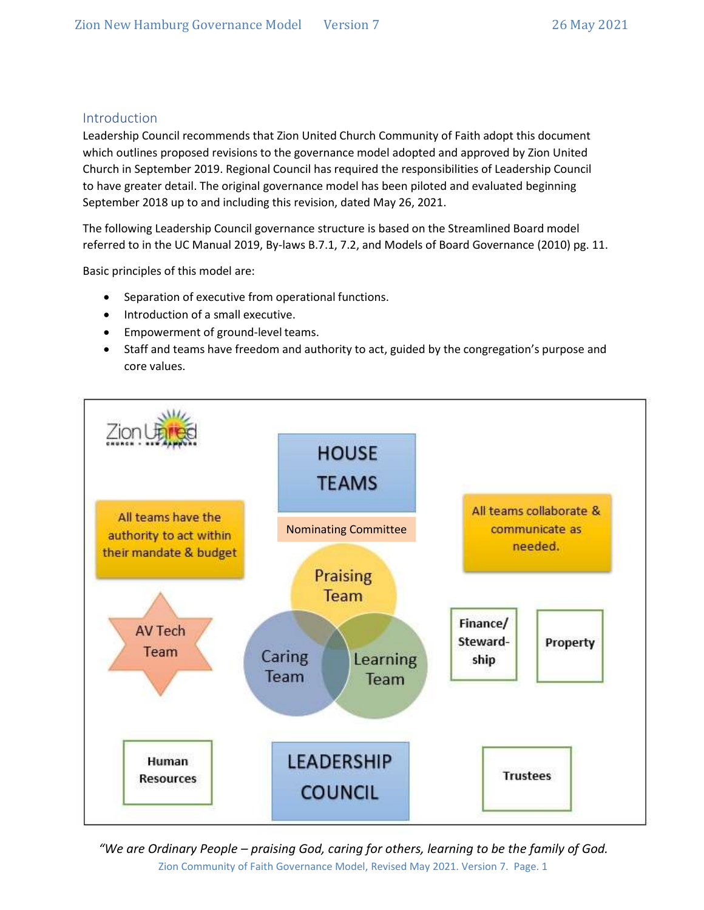## Introduction

Leadership Council recommends that Zion United Church Community of Faith adopt this document which outlines proposed revisions to the governance model adopted and approved by Zion United Church in September 2019. Regional Council has required the responsibilities of Leadership Council to have greater detail. The original governance model has been piloted and evaluated beginning September 2018 up to and including this revision, dated May 26, 2021.

The following Leadership Council governance structure is based on the Streamlined Board model referred to in the UC Manual 2019, By-laws B.7.1, 7.2, and Models of Board Governance (2010) pg. 11.

Basic principles of this model are:

- Separation of executive from operational functions.
- Introduction of a small executive.
- Empowerment of ground-level teams.
- Staff and teams have freedom and authority to act, guided by the congregation's purpose and core values.

HOUSE TEAMS

Nominating Committee

All teams have the authority to act within their mandate & budget

All teams collaborate & communicate as needed.

Praising Team

Caring Team

Learning Team

AV Tech Team

Finance/ Steward-ship

Property

Human Resources

LEADERSHIP COUNCIL

Trustees

*"We are Ordinary People – praising God, caring for others, learning to be the family of God.*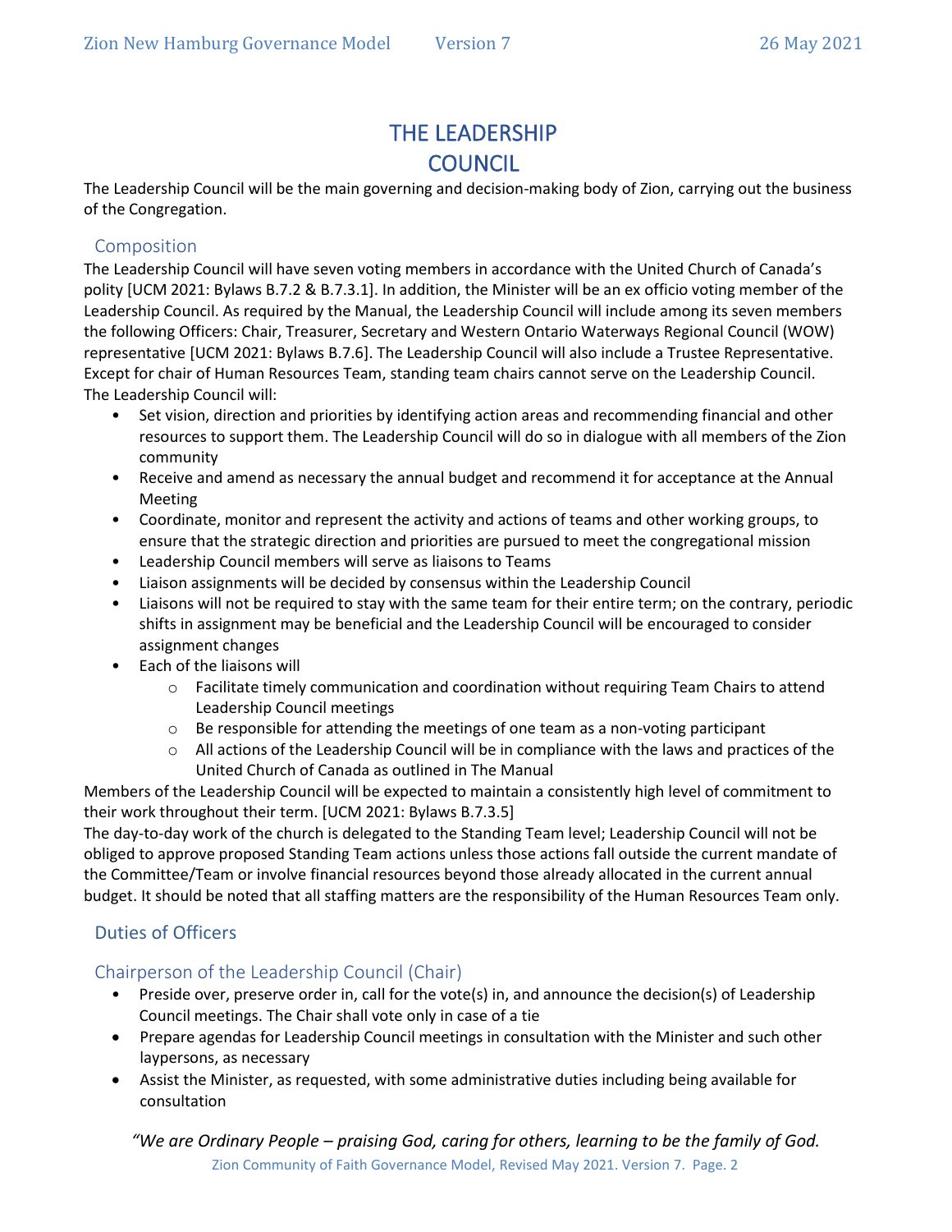# THE LEADERSHIP COUNCIL

The Leadership Council will be the main governing and decision-making body of Zion, carrying out the business of the Congregation.

## Composition

The Leadership Council will have seven voting members in accordance with the United Church of Canada's polity [UCM 2021: Bylaws B.7.2 & B.7.3.1]. In addition, the Minister will be an ex officio voting member of the Leadership Council. As required by the Manual, the Leadership Council will include among its seven members the following Officers: Chair, Treasurer, Secretary and Western Ontario Waterways Regional Council (WOW) representative [UCM 2021: Bylaws B.7.6]. The Leadership Council will also include a Trustee Representative. Except for chair of Human Resources Team, standing team chairs cannot serve on the Leadership Council.

The Leadership Council will:

- Set vision, direction and priorities by identifying action areas and recommending financial and other resources to support them. The Leadership Council will do so in dialogue with all members of the Zion community
- Receive and amend as necessary the annual budget and recommend it for acceptance at the Annual Meeting
- Coordinate, monitor and represent the activity and actions of teams and other working groups, to ensure that the strategic direction and priorities are pursued to meet the congregational mission
- Leadership Council members will serve as liaisons to Teams
- Liaison assignments will be decided by consensus within the Leadership Council
- Liaisons will not be required to stay with the same team for their entire term; on the contrary, periodic shifts in assignment may be beneficial and the Leadership Council will be encouraged to consider assignment changes
- Each of the liaisons will
  - Facilitate timely communication and coordination without requiring Team Chairs to attend Leadership Council meetings
  - Be responsible for attending the meetings of one team as a non-voting participant
  - All actions of the Leadership Council will be in compliance with the laws and practices of the United Church of Canada as outlined in The Manual

Members of the Leadership Council will be expected to maintain a consistently high level of commitment to their work throughout their term. [UCM 2021: Bylaws B.7.3.5]

The day-to-day work of the church is delegated to the Standing Team level; Leadership Council will not be obliged to approve proposed Standing Team actions unless those actions fall outside the current mandate of the Committee/Team or involve financial resources beyond those already allocated in the current annual budget. It should be noted that all staffing matters are the responsibility of the Human Resources Team only.

## Duties of Officers

### Chairperson of the Leadership Council (Chair)

- Preside over, preserve order in, call for the vote(s) in, and announce the decision(s) of Leadership Council meetings. The Chair shall vote only in case of a tie
- Prepare agendas for Leadership Council meetings in consultation with the Minister and such other laypersons, as necessary
- Assist the Minister, as requested, with some administrative duties including being available for consultation

*"We are Ordinary People – praising God, caring for others, learning to be the family of God.*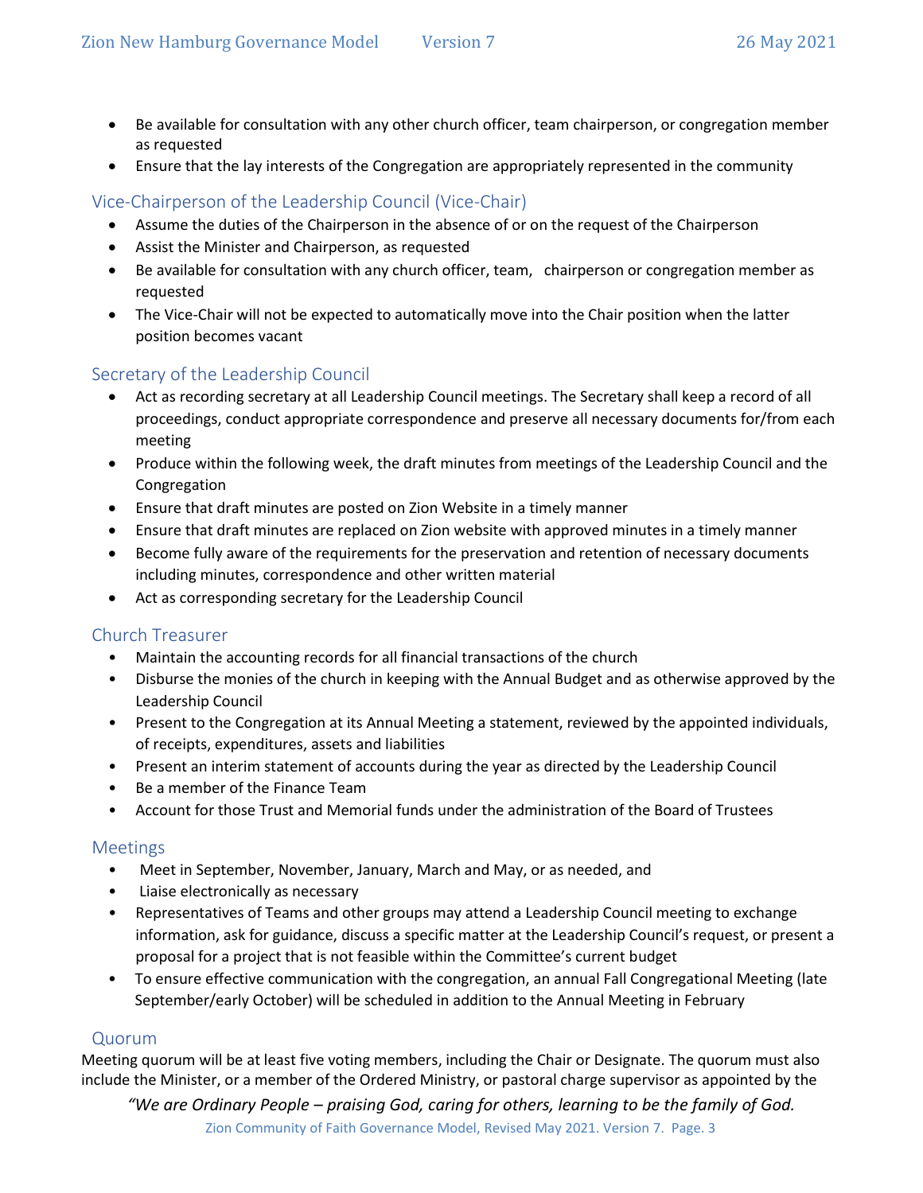- Be available for consultation with any other church officer, team chairperson, or congregation member as requested
- Ensure that the lay interests of the Congregation are appropriately represented in the community

## Vice-Chairperson of the Leadership Council (Vice-Chair)

- Assume the duties of the Chairperson in the absence of or on the request of the Chairperson
- Assist the Minister and Chairperson, as requested
- Be available for consultation with any church officer, team, chairperson or congregation member as requested
- The Vice-Chair will not be expected to automatically move into the Chair position when the latter position becomes vacant

## Secretary of the Leadership Council

- Act as recording secretary at all Leadership Council meetings. The Secretary shall keep a record of all proceedings, conduct appropriate correspondence and preserve all necessary documents for/from each meeting
- Produce within the following week, the draft minutes from meetings of the Leadership Council and the Congregation
- Ensure that draft minutes are posted on Zion Website in a timely manner
- Ensure that draft minutes are replaced on Zion website with approved minutes in a timely manner
- Become fully aware of the requirements for the preservation and retention of necessary documents including minutes, correspondence and other written material
- Act as corresponding secretary for the Leadership Council

## Church Treasurer

- Maintain the accounting records for all financial transactions of the church
- Disburse the monies of the church in keeping with the Annual Budget and as otherwise approved by the Leadership Council
- Present to the Congregation at its Annual Meeting a statement, reviewed by the appointed individuals, of receipts, expenditures, assets and liabilities
- Present an interim statement of accounts during the year as directed by the Leadership Council
- Be a member of the Finance Team
- Account for those Trust and Memorial funds under the administration of the Board of Trustees

## Meetings

- Meet in September, November, January, March and May, or as needed, and
- Liaise electronically as necessary
- Representatives of Teams and other groups may attend a Leadership Council meeting to exchange information, ask for guidance, discuss a specific matter at the Leadership Council's request, or present a proposal for a project that is not feasible within the Committee's current budget
- To ensure effective communication with the congregation, an annual Fall Congregational Meeting (late September/early October) will be scheduled in addition to the Annual Meeting in February

## Quorum

Meeting quorum will be at least five voting members, including the Chair or Designate. The quorum must also include the Minister, or a member of the Ordered Ministry, or pastoral charge supervisor as appointed by the

*"We are Ordinary People – praising God, caring for others, learning to be the family of God.*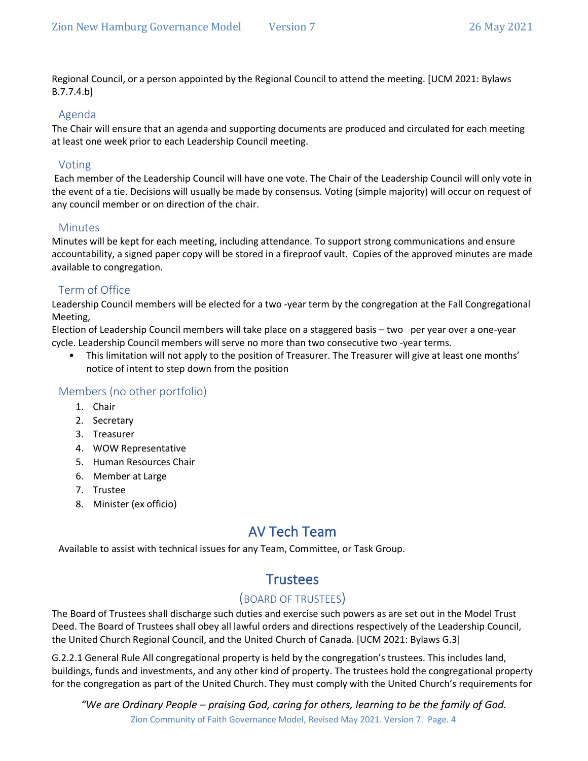Regional Council, or a person appointed by the Regional Council to attend the meeting. [UCM 2021: Bylaws B.7.7.4.b]

### Agenda

The Chair will ensure that an agenda and supporting documents are produced and circulated for each meeting at least one week prior to each Leadership Council meeting.

### Voting

Each member of the Leadership Council will have one vote. The Chair of the Leadership Council will only vote in the event of a tie. Decisions will usually be made by consensus. Voting (simple majority) will occur on request of any council member or on direction of the chair.

### Minutes

Minutes will be kept for each meeting, including attendance. To support strong communications and ensure accountability, a signed paper copy will be stored in a fireproof vault. Copies of the approved minutes are made available to congregation.

### Term of Office

Leadership Council members will be elected for a two -year term by the congregation at the Fall Congregational Meeting,

Election of Leadership Council members will take place on a staggered basis – two per year over a one-year cycle. Leadership Council members will serve no more than two consecutive two -year terms.

- This limitation will not apply to the position of Treasurer. The Treasurer will give at least one months' notice of intent to step down from the position

### Members (no other portfolio)

1. Chair
2. Secretary
3. Treasurer
4. WOW Representative
5. Human Resources Chair
6. Member at Large
7. Trustee
8. Minister (ex officio)

## AV Tech Team

Available to assist with technical issues for any Team, Committee, or Task Group.

## Trustees

### (BOARD OF TRUSTEES)

The Board of Trustees shall discharge such duties and exercise such powers as are set out in the Model Trust Deed. The Board of Trustees shall obey all lawful orders and directions respectively of the Leadership Council, the United Church Regional Council, and the United Church of Canada. [UCM 2021: Bylaws G.3]

G.2.2.1 General Rule All congregational property is held by the congregation's trustees. This includes land, buildings, funds and investments, and any other kind of property. The trustees hold the congregational property for the congregation as part of the United Church. They must comply with the United Church's requirements for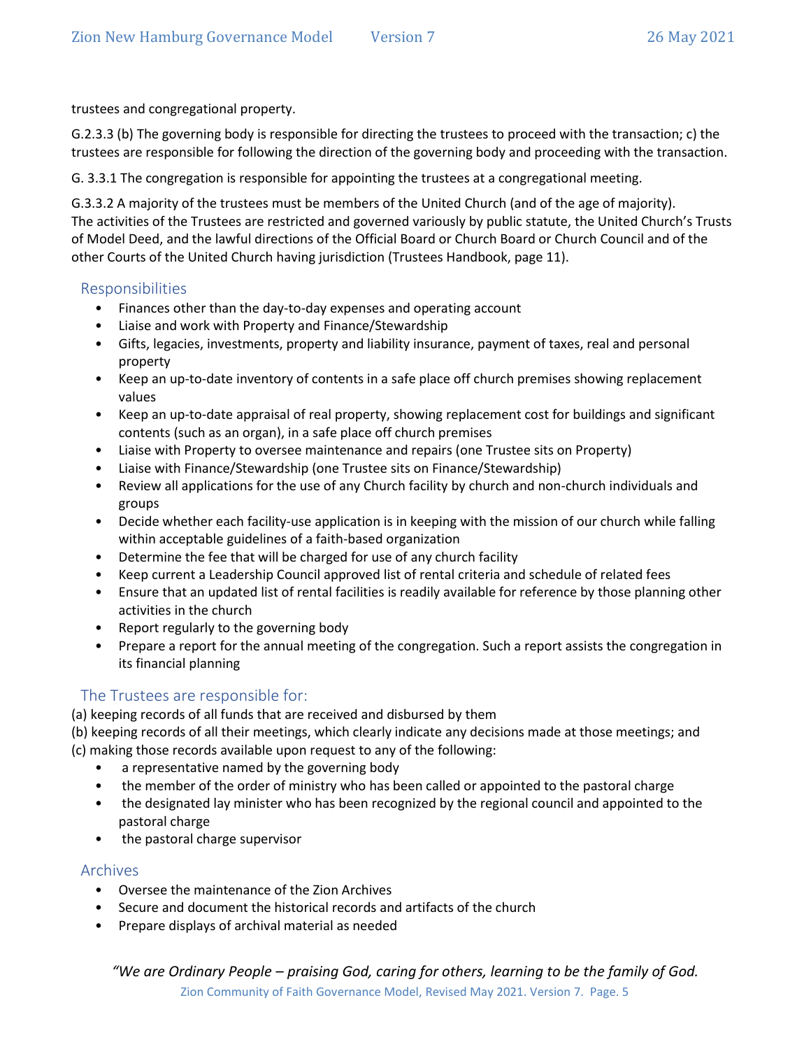trustees and congregational property.

G.2.3.3 (b) The governing body is responsible for directing the trustees to proceed with the transaction; c) the trustees are responsible for following the direction of the governing body and proceeding with the transaction.

G. 3.3.1 The congregation is responsible for appointing the trustees at a congregational meeting.

G.3.3.2 A majority of the trustees must be members of the United Church (and of the age of majority). The activities of the Trustees are restricted and governed variously by public statute, the United Church's Trusts of Model Deed, and the lawful directions of the Official Board or Church Board or Church Council and of the other Courts of the United Church having jurisdiction (Trustees Handbook, page 11).

## Responsibilities

- Finances other than the day-to-day expenses and operating account
- Liaise and work with Property and Finance/Stewardship
- Gifts, legacies, investments, property and liability insurance, payment of taxes, real and personal property
- Keep an up-to-date inventory of contents in a safe place off church premises showing replacement values
- Keep an up-to-date appraisal of real property, showing replacement cost for buildings and significant contents (such as an organ), in a safe place off church premises
- Liaise with Property to oversee maintenance and repairs (one Trustee sits on Property)
- Liaise with Finance/Stewardship (one Trustee sits on Finance/Stewardship)
- Review all applications for the use of any Church facility by church and non-church individuals and groups
- Decide whether each facility-use application is in keeping with the mission of our church while falling within acceptable guidelines of a faith-based organization
- Determine the fee that will be charged for use of any church facility
- Keep current a Leadership Council approved list of rental criteria and schedule of related fees
- Ensure that an updated list of rental facilities is readily available for reference by those planning other activities in the church
- Report regularly to the governing body
- Prepare a report for the annual meeting of the congregation. Such a report assists the congregation in its financial planning

## The Trustees are responsible for:

(a) keeping records of all funds that are received and disbursed by them
(b) keeping records of all their meetings, which clearly indicate any decisions made at those meetings; and
(c) making those records available upon request to any of the following:

- a representative named by the governing body
- the member of the order of ministry who has been called or appointed to the pastoral charge
- the designated lay minister who has been recognized by the regional council and appointed to the pastoral charge
- the pastoral charge supervisor

## Archives

- Oversee the maintenance of the Zion Archives
- Secure and document the historical records and artifacts of the church
- Prepare displays of archival material as needed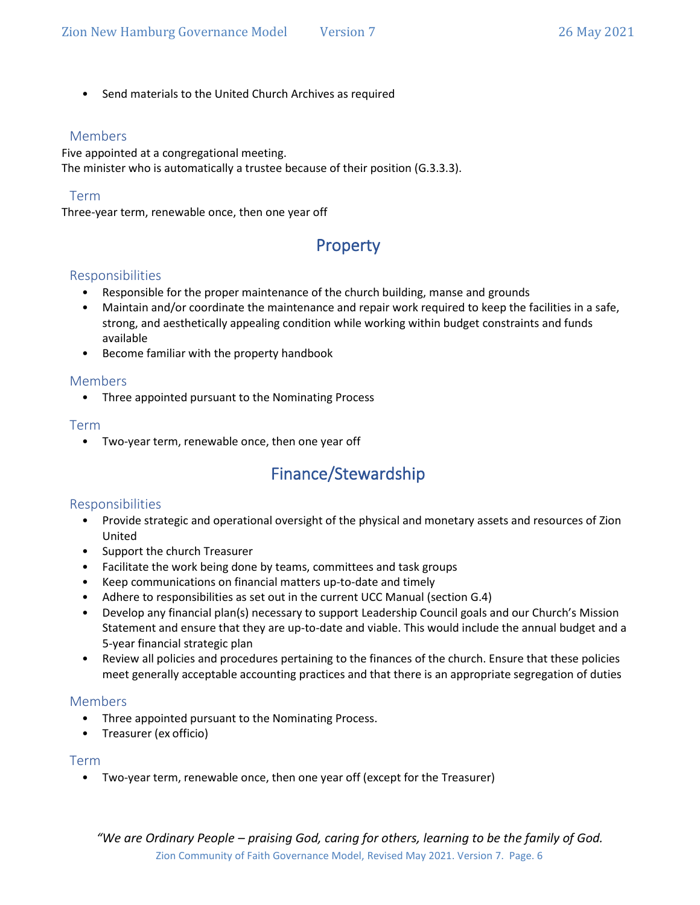- Send materials to the United Church Archives as required

### Members

Five appointed at a congregational meeting.
The minister who is automatically a trustee because of their position (G.3.3.3).

### Term

Three-year term, renewable once, then one year off

## Property

### Responsibilities

- Responsible for the proper maintenance of the church building, manse and grounds
- Maintain and/or coordinate the maintenance and repair work required to keep the facilities in a safe, strong, and aesthetically appealing condition while working within budget constraints and funds available
- Become familiar with the property handbook

### Members

- Three appointed pursuant to the Nominating Process

### Term

- Two-year term, renewable once, then one year off

## Finance/Stewardship

### Responsibilities

- Provide strategic and operational oversight of the physical and monetary assets and resources of Zion United
- Support the church Treasurer
- Facilitate the work being done by teams, committees and task groups
- Keep communications on financial matters up-to-date and timely
- Adhere to responsibilities as set out in the current UCC Manual (section G.4)
- Develop any financial plan(s) necessary to support Leadership Council goals and our Church's Mission Statement and ensure that they are up-to-date and viable. This would include the annual budget and a 5-year financial strategic plan
- Review all policies and procedures pertaining to the finances of the church. Ensure that these policies meet generally acceptable accounting practices and that there is an appropriate segregation of duties

### Members

- Three appointed pursuant to the Nominating Process.
- Treasurer (ex officio)

### Term

- Two-year term, renewable once, then one year off (except for the Treasurer)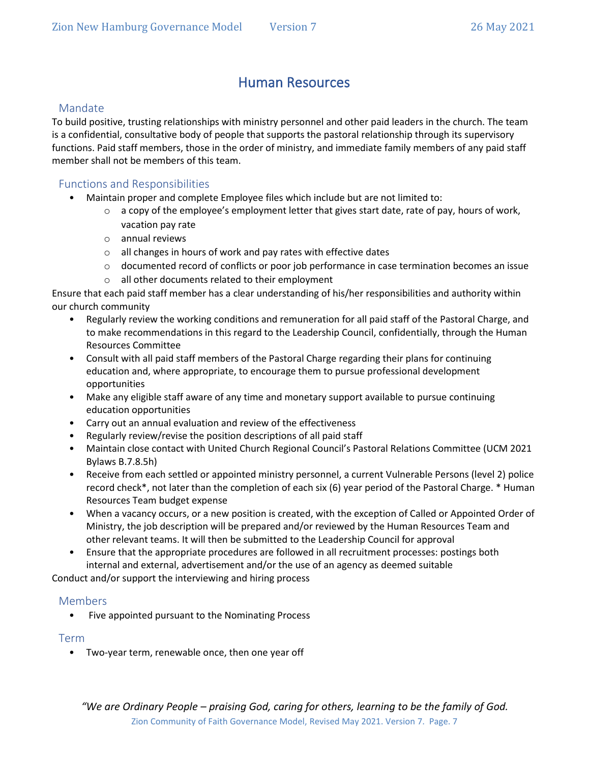# Human Resources

## Mandate

To build positive, trusting relationships with ministry personnel and other paid leaders in the church. The team is a confidential, consultative body of people that supports the pastoral relationship through its supervisory functions. Paid staff members, those in the order of ministry, and immediate family members of any paid staff member shall not be members of this team.

## Functions and Responsibilities

- Maintain proper and complete Employee files which include but are not limited to:
  - a copy of the employee's employment letter that gives start date, rate of pay, hours of work, vacation pay rate
  - annual reviews
  - all changes in hours of work and pay rates with effective dates
  - documented record of conflicts or poor job performance in case termination becomes an issue
  - all other documents related to their employment

Ensure that each paid staff member has a clear understanding of his/her responsibilities and authority within our church community

- Regularly review the working conditions and remuneration for all paid staff of the Pastoral Charge, and to make recommendations in this regard to the Leadership Council, confidentially, through the Human Resources Committee
- Consult with all paid staff members of the Pastoral Charge regarding their plans for continuing education and, where appropriate, to encourage them to pursue professional development opportunities
- Make any eligible staff aware of any time and monetary support available to pursue continuing education opportunities
- Carry out an annual evaluation and review of the effectiveness
- Regularly review/revise the position descriptions of all paid staff
- Maintain close contact with United Church Regional Council's Pastoral Relations Committee (UCM 2021 Bylaws B.7.8.5h)
- Receive from each settled or appointed ministry personnel, a current Vulnerable Persons (level 2) police record check*, not later than the completion of each six (6) year period of the Pastoral Charge. * Human Resources Team budget expense
- When a vacancy occurs, or a new position is created, with the exception of Called or Appointed Order of Ministry, the job description will be prepared and/or reviewed by the Human Resources Team and other relevant teams. It will then be submitted to the Leadership Council for approval
- Ensure that the appropriate procedures are followed in all recruitment processes: postings both internal and external, advertisement and/or the use of an agency as deemed suitable

Conduct and/or support the interviewing and hiring process

## Members

- Five appointed pursuant to the Nominating Process

## Term

- Two-year term, renewable once, then one year off

*"We are Ordinary People – praising God, caring for others, learning to be the family of God.*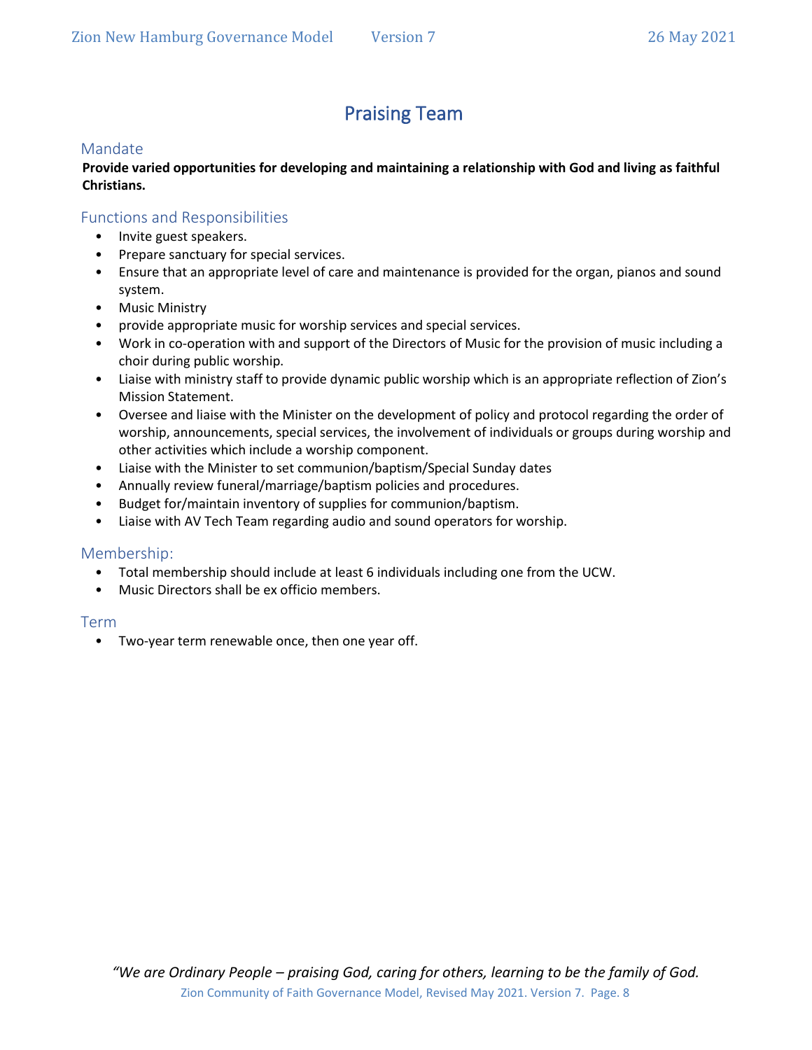# Praising Team

## Mandate

**Provide varied opportunities for developing and maintaining a relationship with God and living as faithful Christians.**

## Functions and Responsibilities

- Invite guest speakers.
- Prepare sanctuary for special services.
- Ensure that an appropriate level of care and maintenance is provided for the organ, pianos and sound system.
- Music Ministry
- provide appropriate music for worship services and special services.
- Work in co-operation with and support of the Directors of Music for the provision of music including a choir during public worship.
- Liaise with ministry staff to provide dynamic public worship which is an appropriate reflection of Zion's Mission Statement.
- Oversee and liaise with the Minister on the development of policy and protocol regarding the order of worship, announcements, special services, the involvement of individuals or groups during worship and other activities which include a worship component.
- Liaise with the Minister to set communion/baptism/Special Sunday dates
- Annually review funeral/marriage/baptism policies and procedures.
- Budget for/maintain inventory of supplies for communion/baptism.
- Liaise with AV Tech Team regarding audio and sound operators for worship.

## Membership:

- Total membership should include at least 6 individuals including one from the UCW.
- Music Directors shall be ex officio members.

## Term

- Two-year term renewable once, then one year off.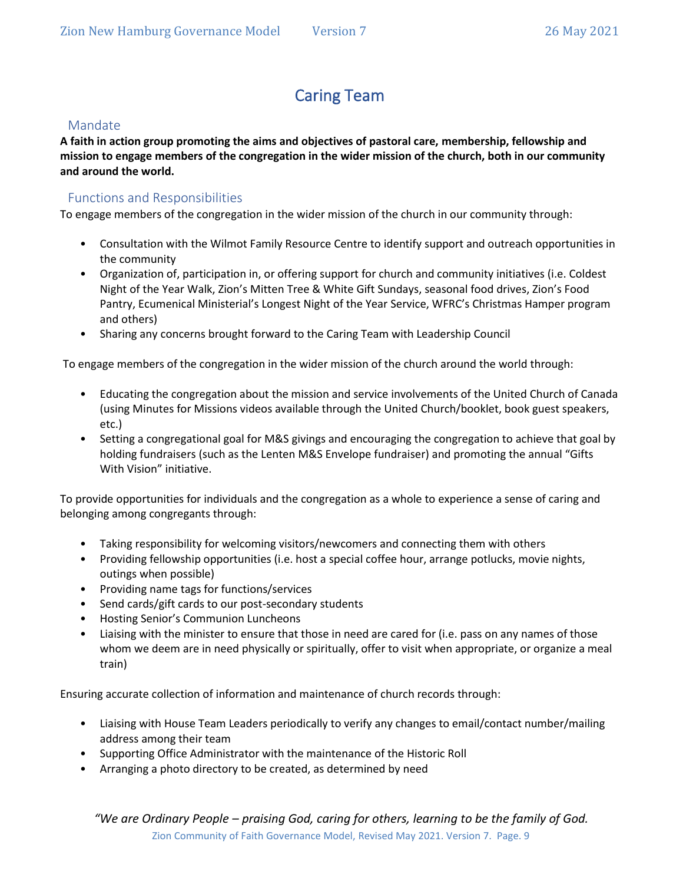# Caring Team

## Mandate

**A faith in action group promoting the aims and objectives of pastoral care, membership, fellowship and mission to engage members of the congregation in the wider mission of the church, both in our community and around the world.**

## Functions and Responsibilities

To engage members of the congregation in the wider mission of the church in our community through:

- Consultation with the Wilmot Family Resource Centre to identify support and outreach opportunities in the community
- Organization of, participation in, or offering support for church and community initiatives (i.e. Coldest Night of the Year Walk, Zion's Mitten Tree & White Gift Sundays, seasonal food drives, Zion's Food Pantry, Ecumenical Ministerial's Longest Night of the Year Service, WFRC's Christmas Hamper program and others)
- Sharing any concerns brought forward to the Caring Team with Leadership Council

To engage members of the congregation in the wider mission of the church around the world through:

- Educating the congregation about the mission and service involvements of the United Church of Canada (using Minutes for Missions videos available through the United Church/booklet, book guest speakers, etc.)
- Setting a congregational goal for M&S givings and encouraging the congregation to achieve that goal by holding fundraisers (such as the Lenten M&S Envelope fundraiser) and promoting the annual "Gifts With Vision" initiative.

To provide opportunities for individuals and the congregation as a whole to experience a sense of caring and belonging among congregants through:

- Taking responsibility for welcoming visitors/newcomers and connecting them with others
- Providing fellowship opportunities (i.e. host a special coffee hour, arrange potlucks, movie nights, outings when possible)
- Providing name tags for functions/services
- Send cards/gift cards to our post-secondary students
- Hosting Senior's Communion Luncheons
- Liaising with the minister to ensure that those in need are cared for (i.e. pass on any names of those whom we deem are in need physically or spiritually, offer to visit when appropriate, or organize a meal train)

Ensuring accurate collection of information and maintenance of church records through:

- Liaising with House Team Leaders periodically to verify any changes to email/contact number/mailing address among their team
- Supporting Office Administrator with the maintenance of the Historic Roll
- Arranging a photo directory to be created, as determined by need

*"We are Ordinary People – praising God, caring for others, learning to be the family of God.*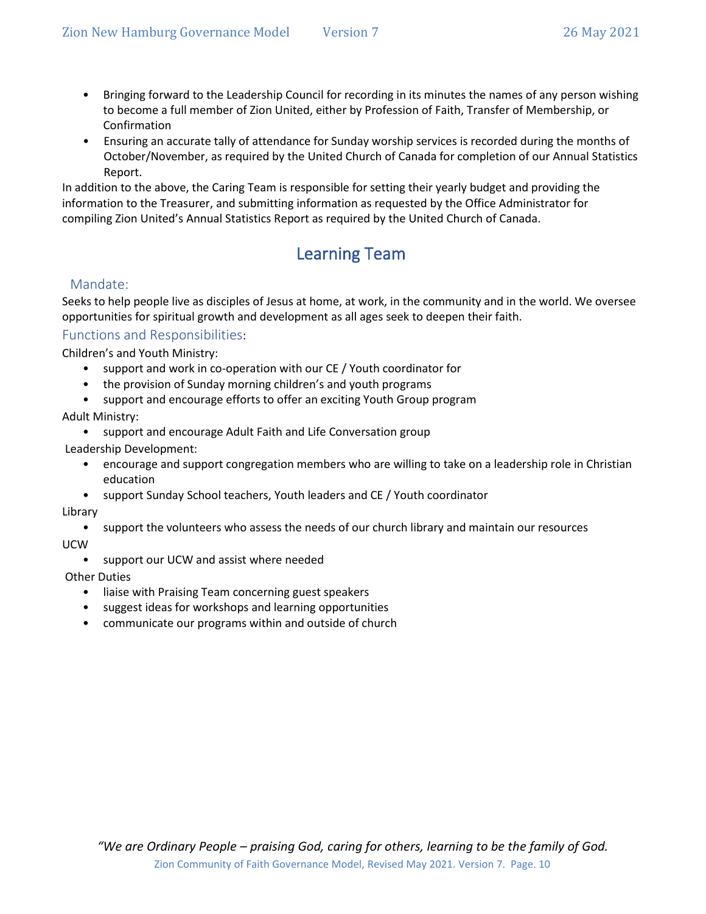- Bringing forward to the Leadership Council for recording in its minutes the names of any person wishing to become a full member of Zion United, either by Profession of Faith, Transfer of Membership, or Confirmation
- Ensuring an accurate tally of attendance for Sunday worship services is recorded during the months of October/November, as required by the United Church of Canada for completion of our Annual Statistics Report.

In addition to the above, the Caring Team is responsible for setting their yearly budget and providing the information to the Treasurer, and submitting information as requested by the Office Administrator for compiling Zion United's Annual Statistics Report as required by the United Church of Canada.

## Learning Team

### Mandate:

Seeks to help people live as disciples of Jesus at home, at work, in the community and in the world. We oversee opportunities for spiritual growth and development as all ages seek to deepen their faith.

### Functions and Responsibilities:

Children's and Youth Ministry:

- support and work in co-operation with our CE / Youth coordinator for
- the provision of Sunday morning children's and youth programs
- support and encourage efforts to offer an exciting Youth Group program

Adult Ministry:

- support and encourage Adult Faith and Life Conversation group

Leadership Development:

- encourage and support congregation members who are willing to take on a leadership role in Christian education
- support Sunday School teachers, Youth leaders and CE / Youth coordinator

Library

- support the volunteers who assess the needs of our church library and maintain our resources

UCW

- support our UCW and assist where needed

Other Duties

- liaise with Praising Team concerning guest speakers
- suggest ideas for workshops and learning opportunities
- communicate our programs within and outside of church

*"We are Ordinary People – praising God, caring for others, learning to be the family of God.*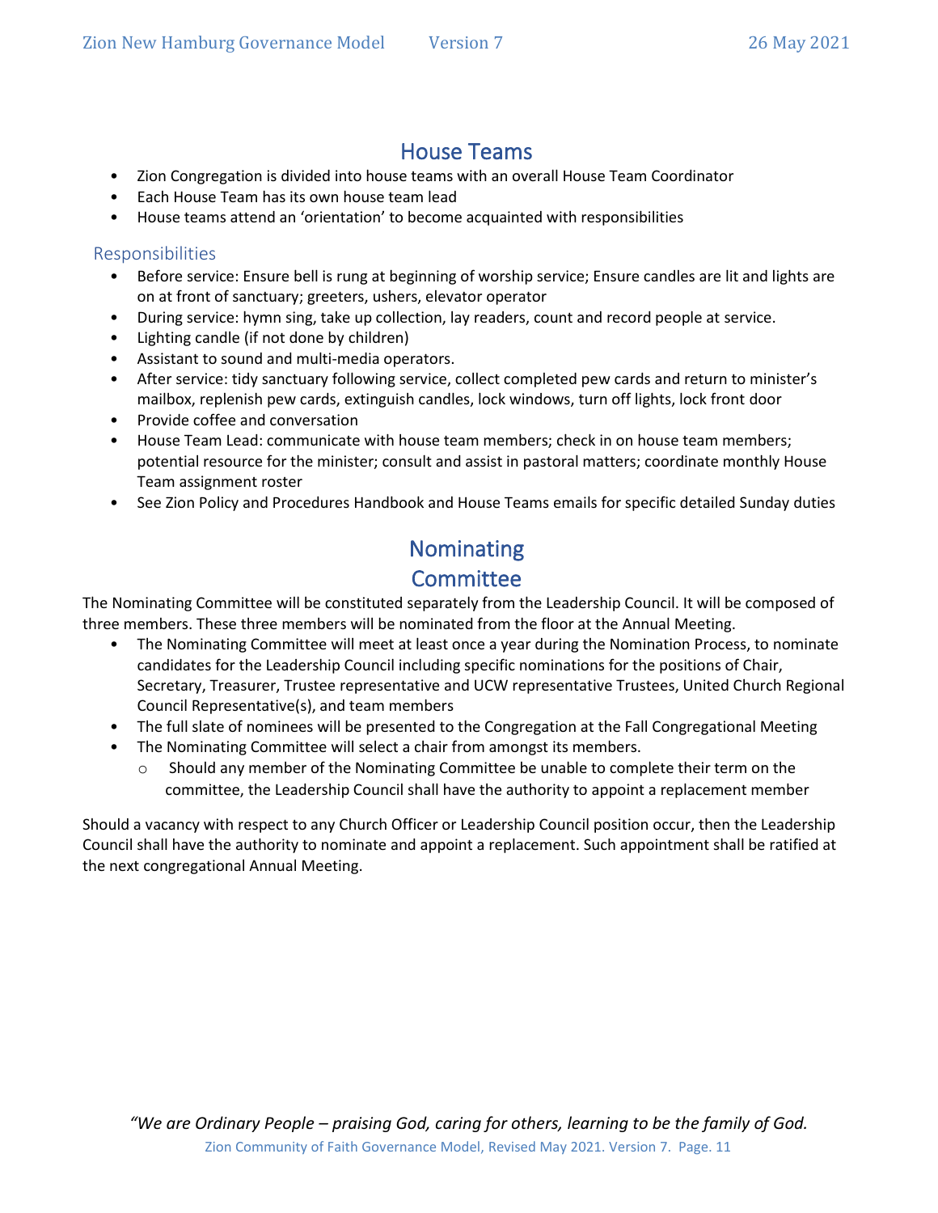## House Teams

- Zion Congregation is divided into house teams with an overall House Team Coordinator
- Each House Team has its own house team lead
- House teams attend an 'orientation' to become acquainted with responsibilities

### Responsibilities

- Before service: Ensure bell is rung at beginning of worship service; Ensure candles are lit and lights are on at front of sanctuary; greeters, ushers, elevator operator
- During service: hymn sing, take up collection, lay readers, count and record people at service.
- Lighting candle (if not done by children)
- Assistant to sound and multi-media operators.
- After service: tidy sanctuary following service, collect completed pew cards and return to minister's mailbox, replenish pew cards, extinguish candles, lock windows, turn off lights, lock front door
- Provide coffee and conversation
- House Team Lead: communicate with house team members; check in on house team members; potential resource for the minister; consult and assist in pastoral matters; coordinate monthly House Team assignment roster
- See Zion Policy and Procedures Handbook and House Teams emails for specific detailed Sunday duties

## Nominating Committee

The Nominating Committee will be constituted separately from the Leadership Council. It will be composed of three members. These three members will be nominated from the floor at the Annual Meeting.

- The Nominating Committee will meet at least once a year during the Nomination Process, to nominate candidates for the Leadership Council including specific nominations for the positions of Chair, Secretary, Treasurer, Trustee representative and UCW representative Trustees, United Church Regional Council Representative(s), and team members
- The full slate of nominees will be presented to the Congregation at the Fall Congregational Meeting
- The Nominating Committee will select a chair from amongst its members.
    - Should any member of the Nominating Committee be unable to complete their term on the committee, the Leadership Council shall have the authority to appoint a replacement member

Should a vacancy with respect to any Church Officer or Leadership Council position occur, then the Leadership Council shall have the authority to nominate and appoint a replacement. Such appointment shall be ratified at the next congregational Annual Meeting.

*"We are Ordinary People – praising God, caring for others, learning to be the family of God.*